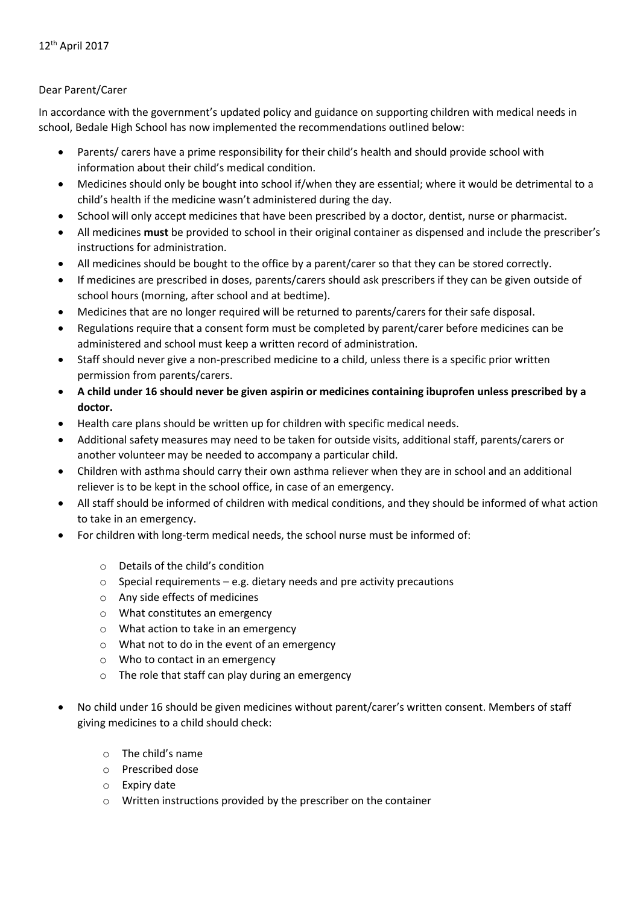12th April 2017

Dear Parent/Carer

In accordance with the government's updated policy and guidance on supporting children with medical needs in school, Bedale High School has now implemented the recommendations outlined below:

- Parents/ carers have a prime responsibility for their child's health and should provide school with information about their child's medical condition.
- Medicines should only be bought into school if/when they are essential; where it would be detrimental to a child's health if the medicine wasn't administered during the day.
- School will only accept medicines that have been prescribed by a doctor, dentist, nurse or pharmacist.
- All medicines **must** be provided to school in their original container as dispensed and include the prescriber's instructions for administration.
- All medicines should be bought to the office by a parent/carer so that they can be stored correctly.
- If medicines are prescribed in doses, parents/carers should ask prescribers if they can be given outside of school hours (morning, after school and at bedtime).
- Medicines that are no longer required will be returned to parents/carers for their safe disposal.
- Regulations require that a consent form must be completed by parent/carer before medicines can be administered and school must keep a written record of administration.
- Staff should never give a non-prescribed medicine to a child, unless there is a specific prior written permission from parents/carers.
- **A child under 16 should never be given aspirin or medicines containing ibuprofen unless prescribed by a doctor.**
- Health care plans should be written up for children with specific medical needs.
- Additional safety measures may need to be taken for outside visits, additional staff, parents/carers or another volunteer may be needed to accompany a particular child.
- Children with asthma should carry their own asthma reliever when they are in school and an additional reliever is to be kept in the school office, in case of an emergency.
- All staff should be informed of children with medical conditions, and they should be informed of what action to take in an emergency.
- For children with long-term medical needs, the school nurse must be informed of:
    - Details of the child's condition
    - Special requirements – e.g. dietary needs and pre activity precautions
    - Any side effects of medicines
    - What constitutes an emergency
    - What action to take in an emergency
    - What not to do in the event of an emergency
    - Who to contact in an emergency
    - The role that staff can play during an emergency
- No child under 16 should be given medicines without parent/carer's written consent. Members of staff giving medicines to a child should check:
    - The child's name
    - Prescribed dose
    - Expiry date
    - Written instructions provided by the prescriber on the container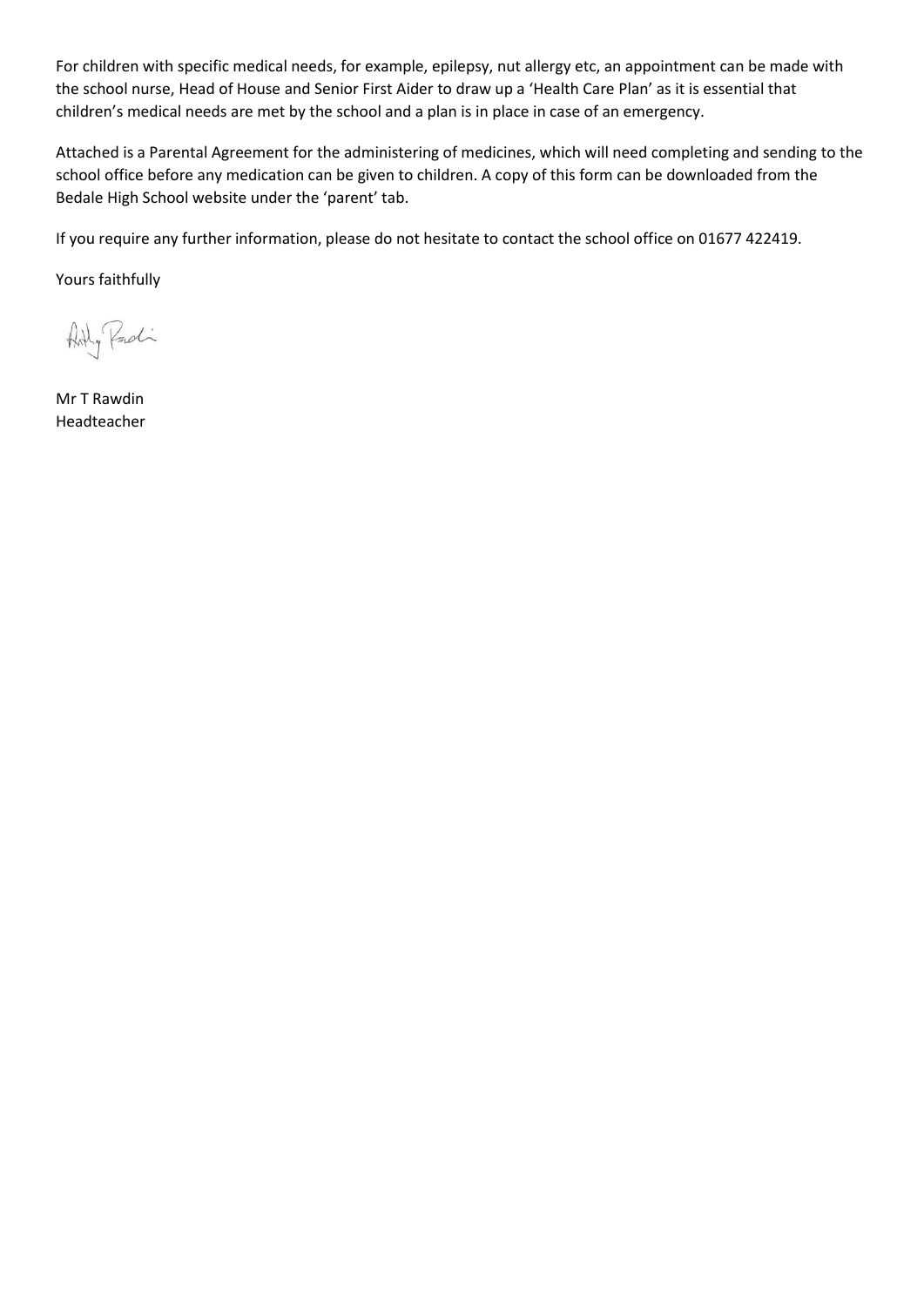For children with specific medical needs, for example, epilepsy, nut allergy etc, an appointment can be made with the school nurse, Head of House and Senior First Aider to draw up a 'Health Care Plan' as it is essential that children's medical needs are met by the school and a plan is in place in case of an emergency.

Attached is a Parental Agreement for the administering of medicines, which will need completing and sending to the school office before any medication can be given to children. A copy of this form can be downloaded from the Bedale High School website under the 'parent' tab.

If you require any further information, please do not hesitate to contact the school office on 01677 422419.

Yours faithfully

Mr T Rawdin
Headteacher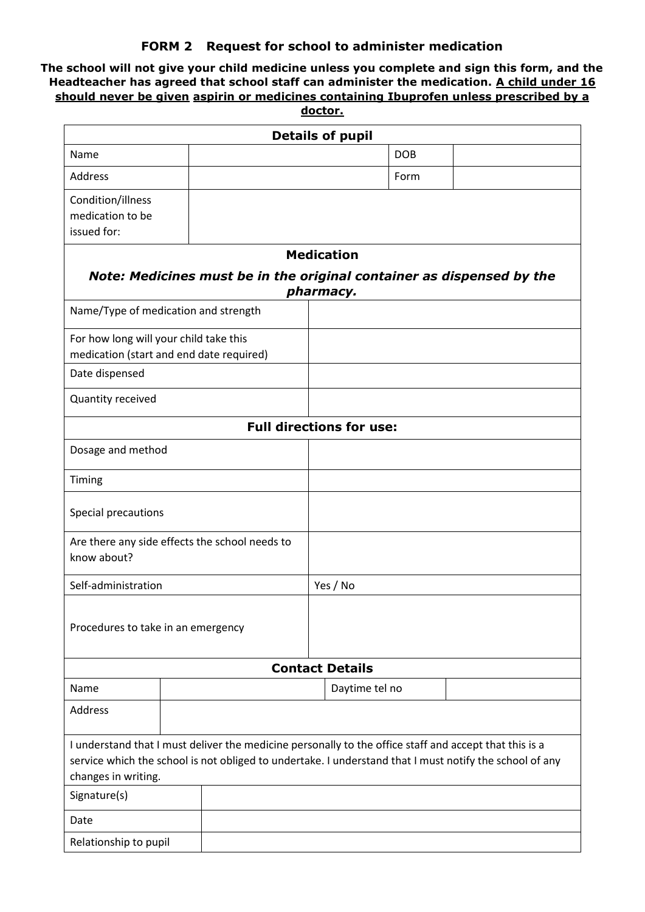## FORM 2 Request for school to administer medication

**The school will not give your child medicine unless you complete and sign this form, and the Headteacher has agreed that school staff can administer the medication. A child under 16 should never be given aspirin or medicines containing Ibuprofen unless prescribed by a doctor.**

| Details of pupil | | | |
|---|---|---|---|
| Name | | DOB | |
| Address | | Form | |
| Condition/illness medication to be issued for: | | | |

**Medication**

***Note: Medicines must be in the original container as dispensed by the pharmacy.***

| | |
|---|---|
| Name/Type of medication and strength | |
| For how long will your child take this medication (start and end date required) | |
| Date dispensed | |
| Quantity received | |

**Full directions for use:**

| | |
|---|---|
| Dosage and method | |
| Timing | |
| Special precautions | |
| Are there any side effects the school needs to know about? | |
| Self-administration | Yes / No |
| Procedures to take in an emergency | |

**Contact Details**

| | | | |
|---|---|---|---|
| Name | | Daytime tel no | |
| Address | | | |

I understand that I must deliver the medicine personally to the office staff and accept that this is a service which the school is not obliged to undertake. I understand that I must notify the school of any changes in writing.

| | |
|---|---|
| Signature(s) | |
| Date | |
| Relationship to pupil | |